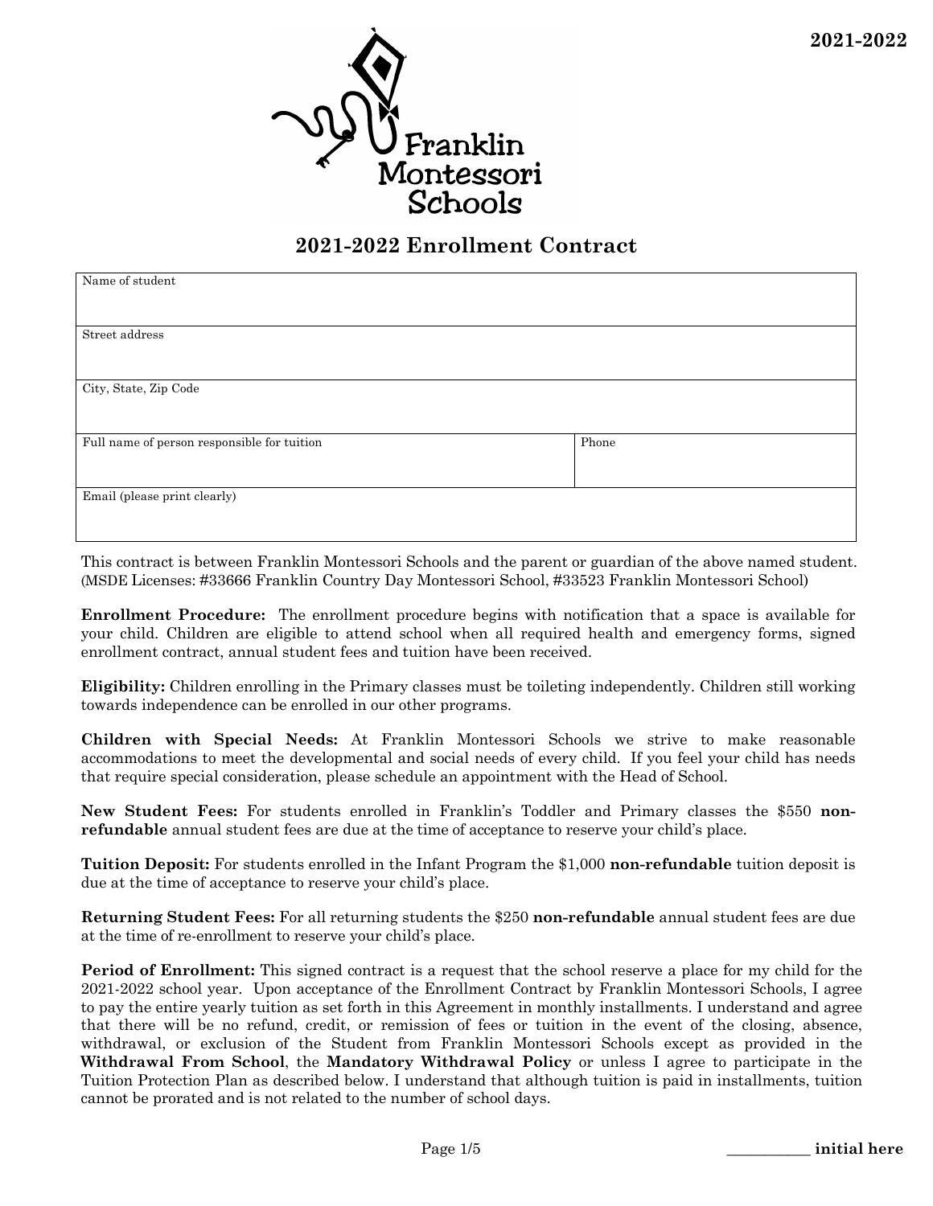2021-2022

Franklin Montessori Schools

## 2021-2022 Enrollment Contract

| Name of student | |
|---|---|
| Street address | |
| City, State, Zip Code | |
| Full name of person responsible for tuition | Phone |
| Email (please print clearly) | |

This contract is between Franklin Montessori Schools and the parent or guardian of the above named student. (MSDE Licenses: #33666 Franklin Country Day Montessori School, #33523 Franklin Montessori School)

**Enrollment Procedure:** The enrollment procedure begins with notification that a space is available for your child. Children are eligible to attend school when all required health and emergency forms, signed enrollment contract, annual student fees and tuition have been received.

**Eligibility:** Children enrolling in the Primary classes must be toileting independently. Children still working towards independence can be enrolled in our other programs.

**Children with Special Needs:** At Franklin Montessori Schools we strive to make reasonable accommodations to meet the developmental and social needs of every child. If you feel your child has needs that require special consideration, please schedule an appointment with the Head of School.

**New Student Fees:** For students enrolled in Franklin's Toddler and Primary classes the $550 **non-refundable** annual student fees are due at the time of acceptance to reserve your child's place.

**Tuition Deposit:** For students enrolled in the Infant Program the $1,000 **non-refundable** tuition deposit is due at the time of acceptance to reserve your child's place.

**Returning Student Fees:** For all returning students the $250 **non-refundable** annual student fees are due at the time of re-enrollment to reserve your child's place.

**Period of Enrollment:** This signed contract is a request that the school reserve a place for my child for the 2021-2022 school year. Upon acceptance of the Enrollment Contract by Franklin Montessori Schools, I agree to pay the entire yearly tuition as set forth in this Agreement in monthly installments. I understand and agree that there will be no refund, credit, or remission of fees or tuition in the event of the closing, absence, withdrawal, or exclusion of the Student from Franklin Montessori Schools except as provided in the **Withdrawal From School**, the **Mandatory Withdrawal Policy** or unless I agree to participate in the Tuition Protection Plan as described below. I understand that although tuition is paid in installments, tuition cannot be prorated and is not related to the number of school days.

__________ **initial here**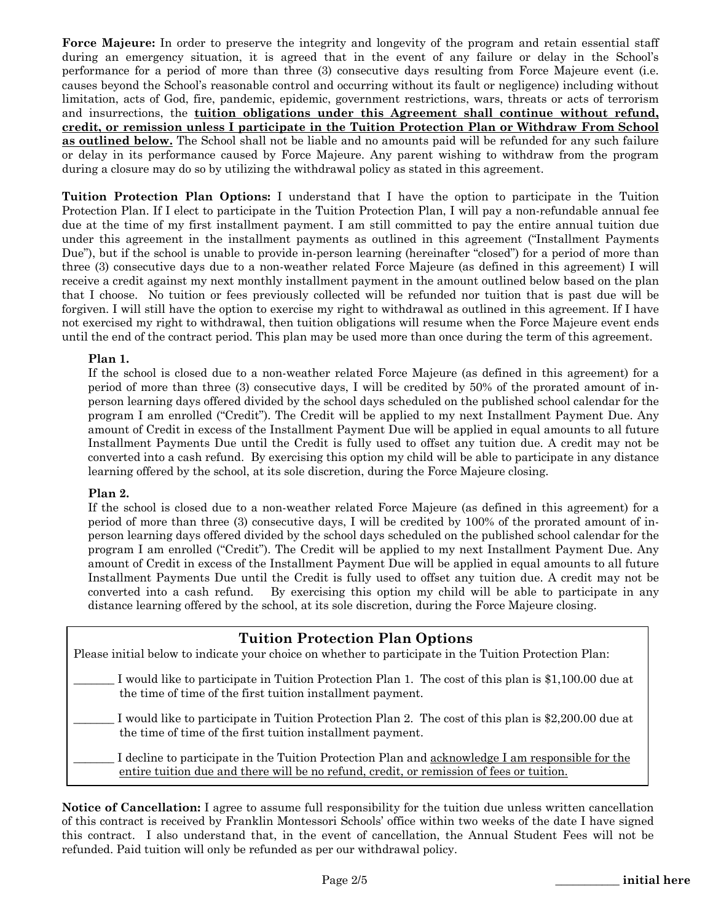**Force Majeure:** In order to preserve the integrity and longevity of the program and retain essential staff during an emergency situation, it is agreed that in the event of any failure or delay in the School's performance for a period of more than three (3) consecutive days resulting from Force Majeure event (i.e. causes beyond the School's reasonable control and occurring without its fault or negligence) including without limitation, acts of God, fire, pandemic, epidemic, government restrictions, wars, threats or acts of terrorism and insurrections, the **tuition obligations under this Agreement shall continue without refund, credit, or remission unless I participate in the Tuition Protection Plan or Withdraw From School as outlined below.** The School shall not be liable and no amounts paid will be refunded for any such failure or delay in its performance caused by Force Majeure. Any parent wishing to withdraw from the program during a closure may do so by utilizing the withdrawal policy as stated in this agreement.

**Tuition Protection Plan Options:** I understand that I have the option to participate in the Tuition Protection Plan. If I elect to participate in the Tuition Protection Plan, I will pay a non-refundable annual fee due at the time of my first installment payment. I am still committed to pay the entire annual tuition due under this agreement in the installment payments as outlined in this agreement ("Installment Payments Due"), but if the school is unable to provide in-person learning (hereinafter "closed") for a period of more than three (3) consecutive days due to a non-weather related Force Majeure (as defined in this agreement) I will receive a credit against my next monthly installment payment in the amount outlined below based on the plan that I choose. No tuition or fees previously collected will be refunded nor tuition that is past due will be forgiven. I will still have the option to exercise my right to withdrawal as outlined in this agreement. If I have not exercised my right to withdrawal, then tuition obligations will resume when the Force Majeure event ends until the end of the contract period. This plan may be used more than once during the term of this agreement.

**Plan 1.**

If the school is closed due to a non-weather related Force Majeure (as defined in this agreement) for a period of more than three (3) consecutive days, I will be credited by 50% of the prorated amount of in-person learning days offered divided by the school days scheduled on the published school calendar for the program I am enrolled ("Credit"). The Credit will be applied to my next Installment Payment Due. Any amount of Credit in excess of the Installment Payment Due will be applied in equal amounts to all future Installment Payments Due until the Credit is fully used to offset any tuition due. A credit may not be converted into a cash refund. By exercising this option my child will be able to participate in any distance learning offered by the school, at its sole discretion, during the Force Majeure closing.

**Plan 2.**

If the school is closed due to a non-weather related Force Majeure (as defined in this agreement) for a period of more than three (3) consecutive days, I will be credited by 100% of the prorated amount of in-person learning days offered divided by the school days scheduled on the published school calendar for the program I am enrolled ("Credit"). The Credit will be applied to my next Installment Payment Due. Any amount of Credit in excess of the Installment Payment Due will be applied in equal amounts to all future Installment Payments Due until the Credit is fully used to offset any tuition due. A credit may not be converted into a cash refund. By exercising this option my child will be able to participate in any distance learning offered by the school, at its sole discretion, during the Force Majeure closing.

## Tuition Protection Plan Options

Please initial below to indicate your choice on whether to participate in the Tuition Protection Plan:

_______ I would like to participate in Tuition Protection Plan 1. The cost of this plan is $1,100.00 due at the time of time of the first tuition installment payment.

_______ I would like to participate in Tuition Protection Plan 2. The cost of this plan is $2,200.00 due at the time of time of the first tuition installment payment.

_______ I decline to participate in the Tuition Protection Plan and acknowledge I am responsible for the entire tuition due and there will be no refund, credit, or remission of fees or tuition.

**Notice of Cancellation:** I agree to assume full responsibility for the tuition due unless written cancellation of this contract is received by Franklin Montessori Schools' office within two weeks of the date I have signed this contract. I also understand that, in the event of cancellation, the Annual Student Fees will not be refunded. Paid tuition will only be refunded as per our withdrawal policy.

___________ **initial here**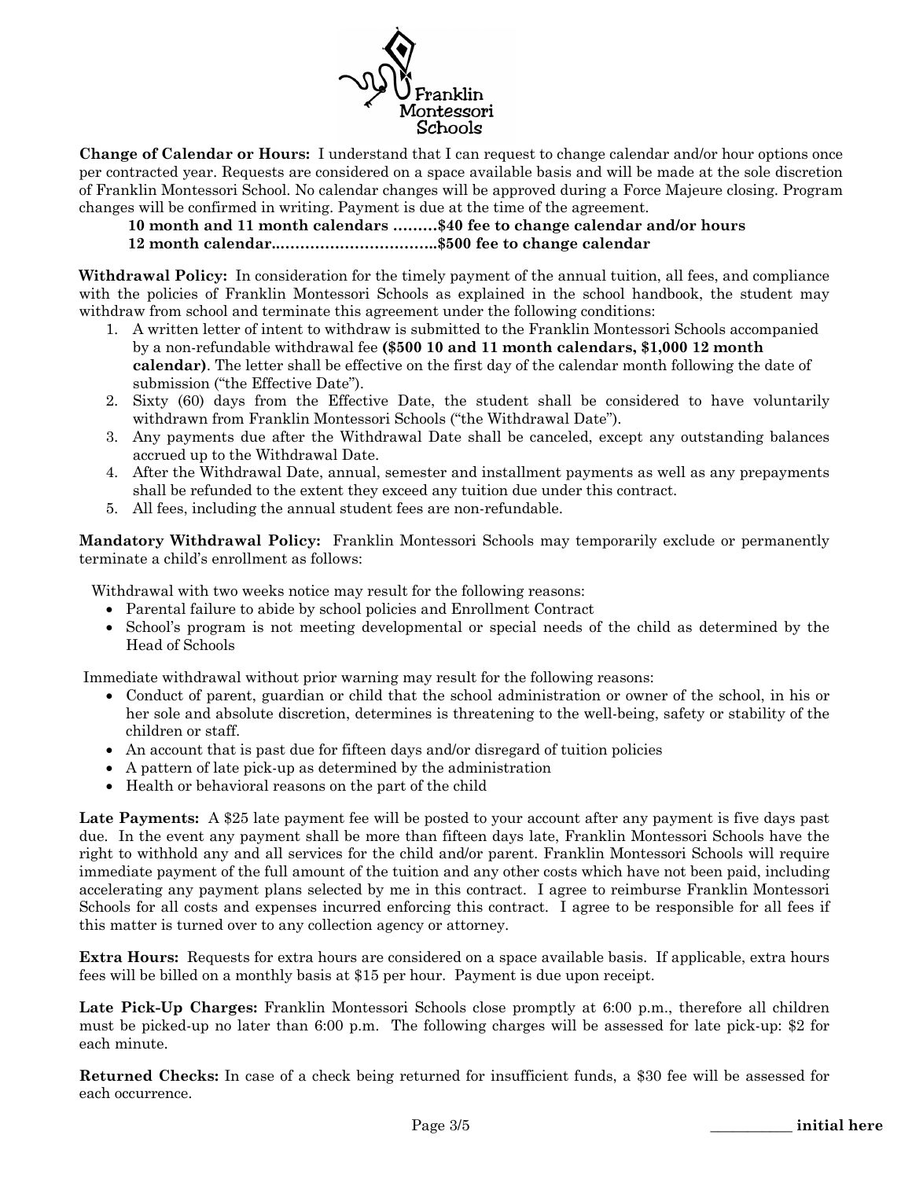**Change of Calendar or Hours:** I understand that I can request to change calendar and/or hour options once per contracted year. Requests are considered on a space available basis and will be made at the sole discretion of Franklin Montessori School. No calendar changes will be approved during a Force Majeure closing. Program changes will be confirmed in writing. Payment is due at the time of the agreement.

**10 month and 11 month calendars .........$40 fee to change calendar and/or hours**
**12 month calendar..................................$500 fee to change calendar**

**Withdrawal Policy:** In consideration for the timely payment of the annual tuition, all fees, and compliance with the policies of Franklin Montessori Schools as explained in the school handbook, the student may withdraw from school and terminate this agreement under the following conditions:

1. A written letter of intent to withdraw is submitted to the Franklin Montessori Schools accompanied by a non-refundable withdrawal fee **($500 10 and 11 month calendars, $1,000 12 month calendar)**. The letter shall be effective on the first day of the calendar month following the date of submission ("the Effective Date").
2. Sixty (60) days from the Effective Date, the student shall be considered to have voluntarily withdrawn from Franklin Montessori Schools ("the Withdrawal Date").
3. Any payments due after the Withdrawal Date shall be canceled, except any outstanding balances accrued up to the Withdrawal Date.
4. After the Withdrawal Date, annual, semester and installment payments as well as any prepayments shall be refunded to the extent they exceed any tuition due under this contract.
5. All fees, including the annual student fees are non-refundable.

**Mandatory Withdrawal Policy:** Franklin Montessori Schools may temporarily exclude or permanently terminate a child's enrollment as follows:

Withdrawal with two weeks notice may result for the following reasons:

- Parental failure to abide by school policies and Enrollment Contract
- School's program is not meeting developmental or special needs of the child as determined by the Head of Schools

Immediate withdrawal without prior warning may result for the following reasons:

- Conduct of parent, guardian or child that the school administration or owner of the school, in his or her sole and absolute discretion, determines is threatening to the well-being, safety or stability of the children or staff.
- An account that is past due for fifteen days and/or disregard of tuition policies
- A pattern of late pick-up as determined by the administration
- Health or behavioral reasons on the part of the child

**Late Payments:** A $25 late payment fee will be posted to your account after any payment is five days past due. In the event any payment shall be more than fifteen days late, Franklin Montessori Schools have the right to withhold any and all services for the child and/or parent. Franklin Montessori Schools will require immediate payment of the full amount of the tuition and any other costs which have not been paid, including accelerating any payment plans selected by me in this contract. I agree to reimburse Franklin Montessori Schools for all costs and expenses incurred enforcing this contract. I agree to be responsible for all fees if this matter is turned over to any collection agency or attorney.

**Extra Hours:** Requests for extra hours are considered on a space available basis. If applicable, extra hours fees will be billed on a monthly basis at $15 per hour. Payment is due upon receipt.

**Late Pick-Up Charges:** Franklin Montessori Schools close promptly at 6:00 p.m., therefore all children must be picked-up no later than 6:00 p.m. The following charges will be assessed for late pick-up: $2 for each minute.

**Returned Checks:** In case of a check being returned for insufficient funds, a $30 fee will be assessed for each occurrence.

___________ **initial here**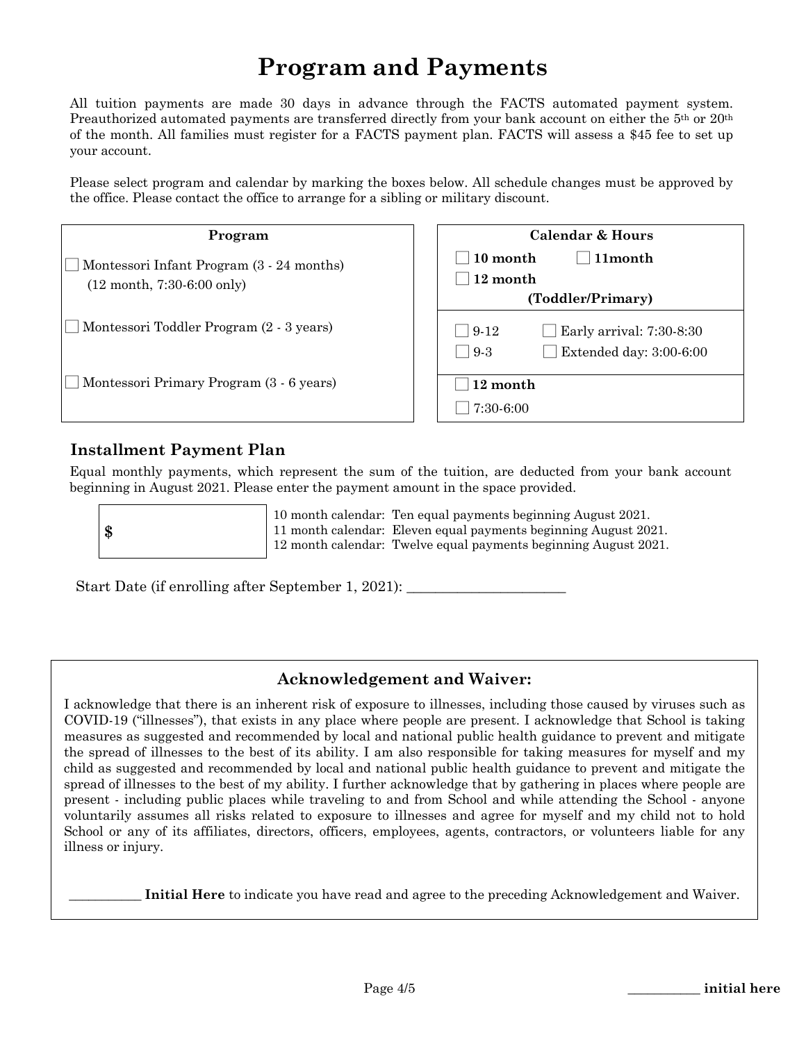# Program and Payments

All tuition payments are made 30 days in advance through the FACTS automated payment system. Preauthorized automated payments are transferred directly from your bank account on either the 5th or 20th of the month. All families must register for a FACTS payment plan. FACTS will assess a $45 fee to set up your account.

Please select program and calendar by marking the boxes below. All schedule changes must be approved by the office. Please contact the office to arrange for a sibling or military discount.

| Program | Calendar & Hours |
|---|---|
| ☐ Montessori Infant Program (3 - 24 months) (12 month, 7:30-6:00 only) | ☐ **10 month** ☐ **11month** ☐ **12 month** **(Toddler/Primary)** |
| ☐ Montessori Toddler Program (2 - 3 years) | ☐ 9-12 ☐ Early arrival: 7:30-8:30 ☐ 9-3 ☐ Extended day: 3:00-6:00 |
| ☐ Montessori Primary Program (3 - 6 years) | ☐ **12 month** ☐ 7:30-6:00 |

## Installment Payment Plan

Equal monthly payments, which represent the sum of the tuition, are deducted from your bank account beginning in August 2021. Please enter the payment amount in the space provided.

**$** ____________

10 month calendar: Ten equal payments beginning August 2021.
11 month calendar: Eleven equal payments beginning August 2021.
12 month calendar: Twelve equal payments beginning August 2021.

Start Date (if enrolling after September 1, 2021): ______________________

### Acknowledgement and Waiver:

I acknowledge that there is an inherent risk of exposure to illnesses, including those caused by viruses such as COVID-19 ("illnesses"), that exists in any place where people are present. I acknowledge that School is taking measures as suggested and recommended by local and national public health guidance to prevent and mitigate the spread of illnesses to the best of its ability. I am also responsible for taking measures for myself and my child as suggested and recommended by local and national public health guidance to prevent and mitigate the spread of illnesses to the best of my ability. I further acknowledge that by gathering in places where people are present - including public places while traveling to and from School and while attending the School - anyone voluntarily assumes all risks related to exposure to illnesses and agree for myself and my child not to hold School or any of its affiliates, directors, officers, employees, agents, contractors, or volunteers liable for any illness or injury.

__________ **Initial Here** to indicate you have read and agree to the preceding Acknowledgement and Waiver.

__________ **initial here**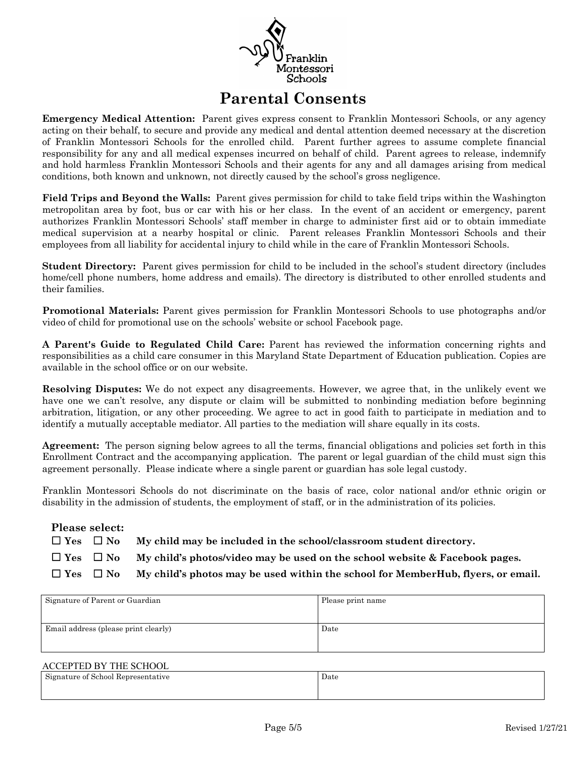Franklin Montessori Schools

# Parental Consents

**Emergency Medical Attention:** Parent gives express consent to Franklin Montessori Schools, or any agency acting on their behalf, to secure and provide any medical and dental attention deemed necessary at the discretion of Franklin Montessori Schools for the enrolled child. Parent further agrees to assume complete financial responsibility for any and all medical expenses incurred on behalf of child. Parent agrees to release, indemnify and hold harmless Franklin Montessori Schools and their agents for any and all damages arising from medical conditions, both known and unknown, not directly caused by the school's gross negligence.

**Field Trips and Beyond the Walls:** Parent gives permission for child to take field trips within the Washington metropolitan area by foot, bus or car with his or her class. In the event of an accident or emergency, parent authorizes Franklin Montessori Schools' staff member in charge to administer first aid or to obtain immediate medical supervision at a nearby hospital or clinic. Parent releases Franklin Montessori Schools and their employees from all liability for accidental injury to child while in the care of Franklin Montessori Schools.

**Student Directory:** Parent gives permission for child to be included in the school's student directory (includes home/cell phone numbers, home address and emails). The directory is distributed to other enrolled students and their families.

**Promotional Materials:** Parent gives permission for Franklin Montessori Schools to use photographs and/or video of child for promotional use on the schools' website or school Facebook page.

**A Parent's Guide to Regulated Child Care:** Parent has reviewed the information concerning rights and responsibilities as a child care consumer in this Maryland State Department of Education publication. Copies are available in the school office or on our website.

**Resolving Disputes:** We do not expect any disagreements. However, we agree that, in the unlikely event we have one we can't resolve, any dispute or claim will be submitted to nonbinding mediation before beginning arbitration, litigation, or any other proceeding. We agree to act in good faith to participate in mediation and to identify a mutually acceptable mediator. All parties to the mediation will share equally in its costs.

**Agreement:** The person signing below agrees to all the terms, financial obligations and policies set forth in this Enrollment Contract and the accompanying application. The parent or legal guardian of the child must sign this agreement personally. Please indicate where a single parent or guardian has sole legal custody.

Franklin Montessori Schools do not discriminate on the basis of race, color national and/or ethnic origin or disability in the admission of students, the employment of staff, or in the administration of its policies.

**Please select:**

☐ **Yes** ☐ **No** **My child may be included in the school/classroom student directory.**

☐ **Yes** ☐ **No** **My child's photos/video may be used on the school website & Facebook pages.**

☐ **Yes** ☐ **No** **My child's photos may be used within the school for MemberHub, flyers, or email.**

| | |
|---|---|
| Signature of Parent or Guardian | Please print name |
| Email address (please print clearly) | Date |

ACCEPTED BY THE SCHOOL

| | |
|---|---|
| Signature of School Representative | Date |

Revised 1/27/21